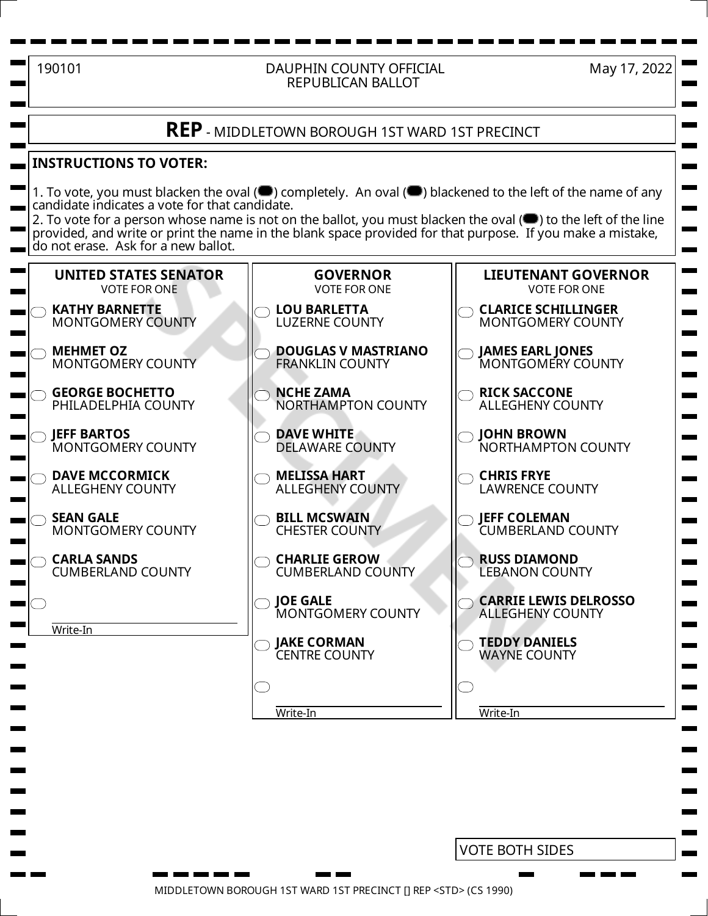190101 | DAUPHIN COUNTY OFFICIAL REPUBLICAN BALLOT | May 17, 2022

# REP - MIDDLETOWN BOROUGH 1ST WARD 1ST PRECINCT

**INSTRUCTIONS TO VOTER:**

1. To vote, you must blacken the oval (⬬) completely. An oval (⬬) blackened to the left of the name of any candidate indicates a vote for that candidate.
2. To vote for a person whose name is not on the ballot, you must blacken the oval (⬬) to the left of the line provided, and write or print the name in the blank space provided for that purpose. If you make a mistake, do not erase. Ask for a new ballot.

## UNITED STATES SENATOR
VOTE FOR ONE

- **KATHY BARNETTE** MONTGOMERY COUNTY
- **MEHMET OZ** MONTGOMERY COUNTY
- **GEORGE BOCHETTO** PHILADELPHIA COUNTY
- **JEFF BARTOS** MONTGOMERY COUNTY
- **DAVE MCCORMICK** ALLEGHENY COUNTY
- **SEAN GALE** MONTGOMERY COUNTY
- **CARLA SANDS** CUMBERLAND COUNTY
- Write-In

## GOVERNOR
VOTE FOR ONE

- **LOU BARLETTA** LUZERNE COUNTY
- **DOUGLAS V MASTRIANO** FRANKLIN COUNTY
- **NCHE ZAMA** NORTHAMPTON COUNTY
- **DAVE WHITE** DELAWARE COUNTY
- **MELISSA HART** ALLEGHENY COUNTY
- **BILL MCSWAIN** CHESTER COUNTY
- **CHARLIE GEROW** CUMBERLAND COUNTY
- **JOE GALE** MONTGOMERY COUNTY
- **JAKE CORMAN** CENTRE COUNTY
- Write-In

## LIEUTENANT GOVERNOR
VOTE FOR ONE

- **CLARICE SCHILLINGER** MONTGOMERY COUNTY
- **JAMES EARL JONES** MONTGOMERY COUNTY
- **RICK SACCONE** ALLEGHENY COUNTY
- **JOHN BROWN** NORTHAMPTON COUNTY
- **CHRIS FRYE** LAWRENCE COUNTY
- **JEFF COLEMAN** CUMBERLAND COUNTY
- **RUSS DIAMOND** LEBANON COUNTY
- **CARRIE LEWIS DELROSSO** ALLEGHENY COUNTY
- **TEDDY DANIELS** WAYNE COUNTY
- Write-In

VOTE BOTH SIDES

MIDDLETOWN BOROUGH 1ST WARD 1ST PRECINCT [] REP <STD> (CS 1990)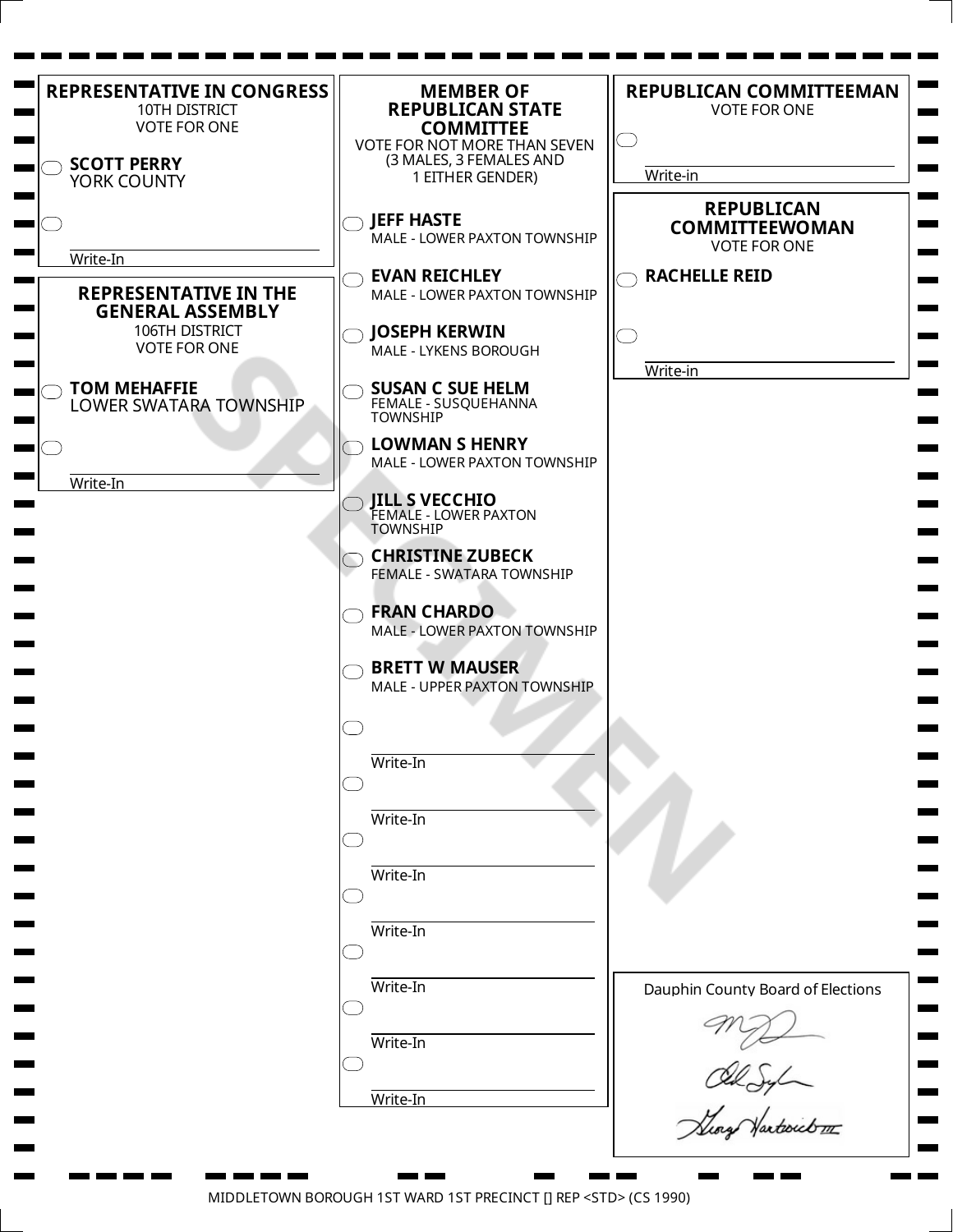## REPRESENTATIVE IN CONGRESS
10TH DISTRICT
VOTE FOR ONE

- **SCOTT PERRY**
  YORK COUNTY
- Write-In

## REPRESENTATIVE IN THE GENERAL ASSEMBLY
106TH DISTRICT
VOTE FOR ONE

- **TOM MEHAFFIE**
  LOWER SWATARA TOWNSHIP
- Write-In

## MEMBER OF REPUBLICAN STATE COMMITTEE
VOTE FOR NOT MORE THAN SEVEN
(3 MALES, 3 FEMALES AND
1 EITHER GENDER)

- **JEFF HASTE**
  MALE - LOWER PAXTON TOWNSHIP
- **EVAN REICHLEY**
  MALE - LOWER PAXTON TOWNSHIP
- **JOSEPH KERWIN**
  MALE - LYKENS BOROUGH
- **SUSAN C SUE HELM**
  FEMALE - SUSQUEHANNA TOWNSHIP
- **LOWMAN S HENRY**
  MALE - LOWER PAXTON TOWNSHIP
- **JILL S VECCHIO**
  FEMALE - LOWER PAXTON TOWNSHIP
- **CHRISTINE ZUBECK**
  FEMALE - SWATARA TOWNSHIP
- **FRAN CHARDO**
  MALE - LOWER PAXTON TOWNSHIP
- **BRETT W MAUSER**
  MALE - UPPER PAXTON TOWNSHIP
- Write-In
- Write-In
- Write-In
- Write-In
- Write-In
- Write-In
- Write-In

## REPUBLICAN COMMITTEEMAN
VOTE FOR ONE

- Write-in

## REPUBLICAN COMMITTEEWOMAN
VOTE FOR ONE

- **RACHELLE REID**
- Write-in

Dauphin County Board of Elections

SPECIMEN

MIDDLETOWN BOROUGH 1ST WARD 1ST PRECINCT [] REP <STD> (CS 1990)